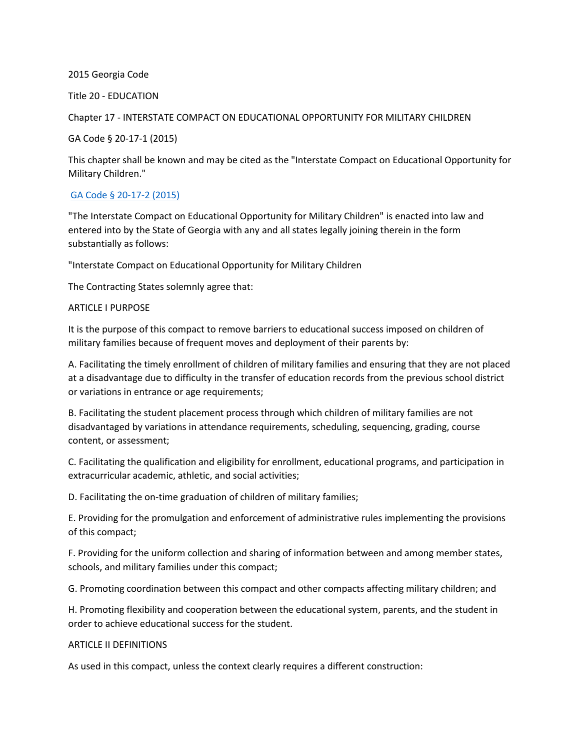2015 Georgia Code

Title 20 - EDUCATION

Chapter 17 - INTERSTATE COMPACT ON EDUCATIONAL OPPORTUNITY FOR MILITARY CHILDREN

GA Code § 20-17-1 (2015)

This chapter shall be known and may be cited as the "Interstate Compact on Educational Opportunity for Military Children."

GA Code § 20-17-2 (2015)

"The Interstate Compact on Educational Opportunity for Military Children" is enacted into law and entered into by the State of Georgia with any and all states legally joining therein in the form substantially as follows:

"Interstate Compact on Educational Opportunity for Military Children

The Contracting States solemnly agree that:

ARTICLE I PURPOSE

It is the purpose of this compact to remove barriers to educational success imposed on children of military families because of frequent moves and deployment of their parents by:

A. Facilitating the timely enrollment of children of military families and ensuring that they are not placed at a disadvantage due to difficulty in the transfer of education records from the previous school district or variations in entrance or age requirements;

B. Facilitating the student placement process through which children of military families are not disadvantaged by variations in attendance requirements, scheduling, sequencing, grading, course content, or assessment;

C. Facilitating the qualification and eligibility for enrollment, educational programs, and participation in extracurricular academic, athletic, and social activities;

D. Facilitating the on-time graduation of children of military families;

E. Providing for the promulgation and enforcement of administrative rules implementing the provisions of this compact;

F. Providing for the uniform collection and sharing of information between and among member states, schools, and military families under this compact;

G. Promoting coordination between this compact and other compacts affecting military children; and

H. Promoting flexibility and cooperation between the educational system, parents, and the student in order to achieve educational success for the student.

ARTICLE II DEFINITIONS

As used in this compact, unless the context clearly requires a different construction: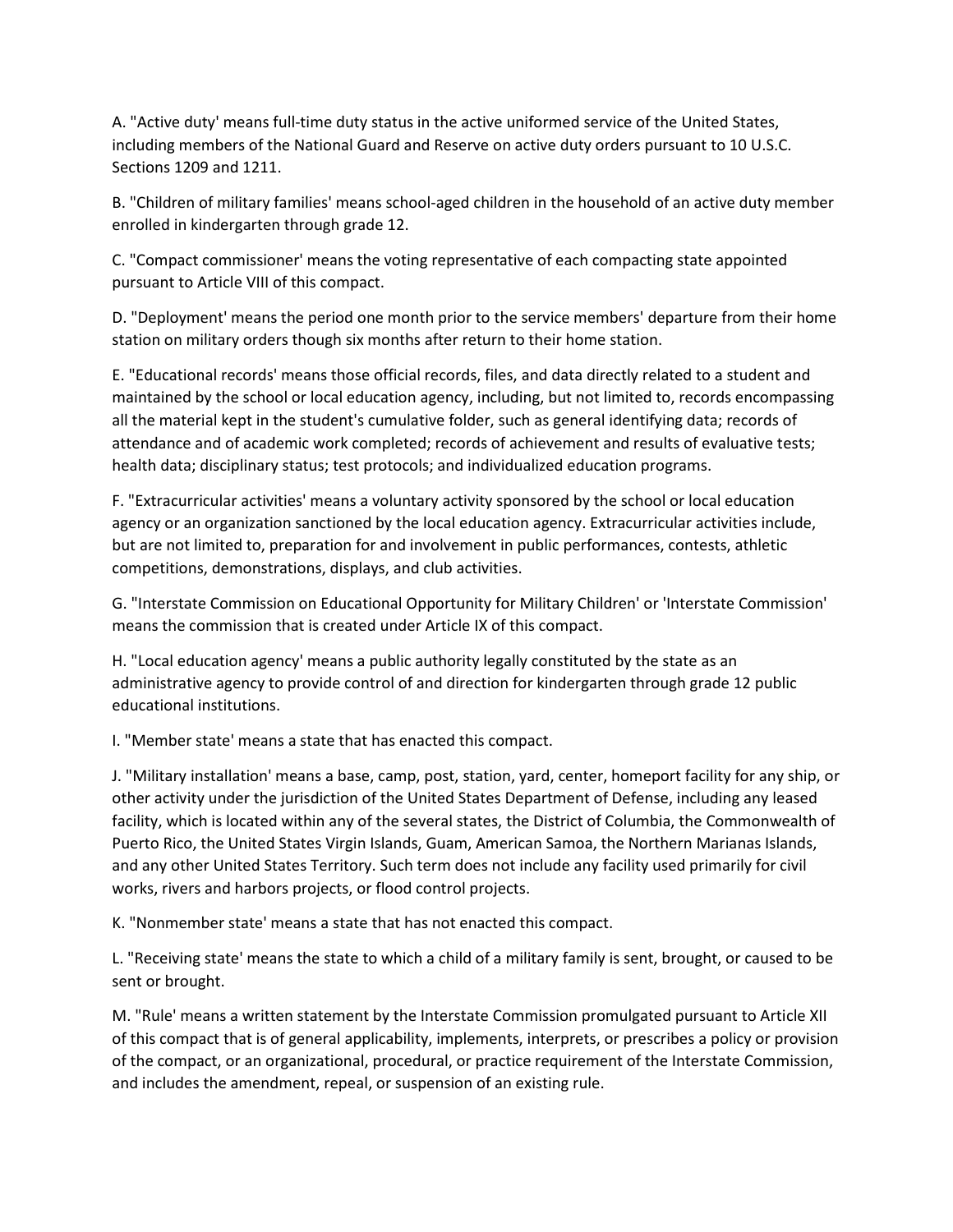A. "Active duty' means full-time duty status in the active uniformed service of the United States, including members of the National Guard and Reserve on active duty orders pursuant to 10 U.S.C. Sections 1209 and 1211.

B. "Children of military families' means school-aged children in the household of an active duty member enrolled in kindergarten through grade 12.

C. "Compact commissioner' means the voting representative of each compacting state appointed pursuant to Article VIII of this compact.

D. "Deployment' means the period one month prior to the service members' departure from their home station on military orders though six months after return to their home station.

E. "Educational records' means those official records, files, and data directly related to a student and maintained by the school or local education agency, including, but not limited to, records encompassing all the material kept in the student's cumulative folder, such as general identifying data; records of attendance and of academic work completed; records of achievement and results of evaluative tests; health data; disciplinary status; test protocols; and individualized education programs.

F. "Extracurricular activities' means a voluntary activity sponsored by the school or local education agency or an organization sanctioned by the local education agency. Extracurricular activities include, but are not limited to, preparation for and involvement in public performances, contests, athletic competitions, demonstrations, displays, and club activities.

G. "Interstate Commission on Educational Opportunity for Military Children' or 'Interstate Commission' means the commission that is created under Article IX of this compact.

H. "Local education agency' means a public authority legally constituted by the state as an administrative agency to provide control of and direction for kindergarten through grade 12 public educational institutions.

I. "Member state' means a state that has enacted this compact.

J. "Military installation' means a base, camp, post, station, yard, center, homeport facility for any ship, or other activity under the jurisdiction of the United States Department of Defense, including any leased facility, which is located within any of the several states, the District of Columbia, the Commonwealth of Puerto Rico, the United States Virgin Islands, Guam, American Samoa, the Northern Marianas Islands, and any other United States Territory. Such term does not include any facility used primarily for civil works, rivers and harbors projects, or flood control projects.

K. "Nonmember state' means a state that has not enacted this compact.

L. "Receiving state' means the state to which a child of a military family is sent, brought, or caused to be sent or brought.

M. "Rule' means a written statement by the Interstate Commission promulgated pursuant to Article XII of this compact that is of general applicability, implements, interprets, or prescribes a policy or provision of the compact, or an organizational, procedural, or practice requirement of the Interstate Commission, and includes the amendment, repeal, or suspension of an existing rule.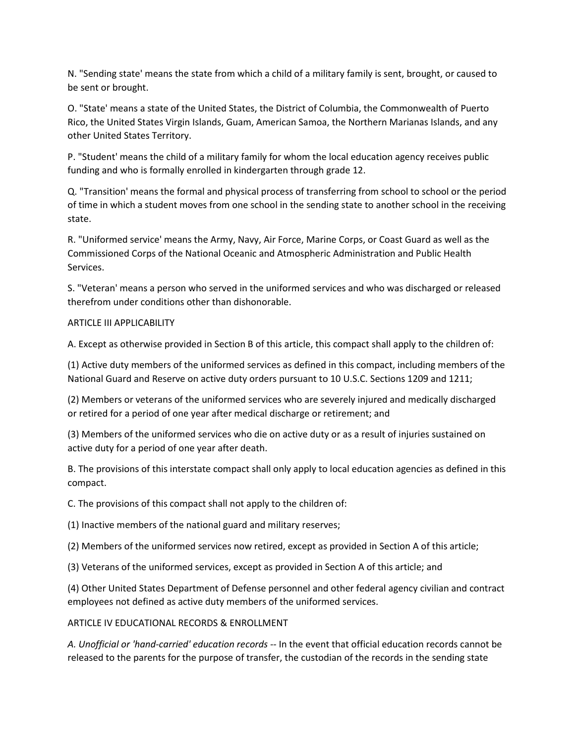N. "Sending state' means the state from which a child of a military family is sent, brought, or caused to be sent or brought.

O. "State' means a state of the United States, the District of Columbia, the Commonwealth of Puerto Rico, the United States Virgin Islands, Guam, American Samoa, the Northern Marianas Islands, and any other United States Territory.

P. "Student' means the child of a military family for whom the local education agency receives public funding and who is formally enrolled in kindergarten through grade 12.

Q. "Transition' means the formal and physical process of transferring from school to school or the period of time in which a student moves from one school in the sending state to another school in the receiving state.

R. "Uniformed service' means the Army, Navy, Air Force, Marine Corps, or Coast Guard as well as the Commissioned Corps of the National Oceanic and Atmospheric Administration and Public Health Services.

S. "Veteran' means a person who served in the uniformed services and who was discharged or released therefrom under conditions other than dishonorable.

ARTICLE III APPLICABILITY

A. Except as otherwise provided in Section B of this article, this compact shall apply to the children of:

(1) Active duty members of the uniformed services as defined in this compact, including members of the National Guard and Reserve on active duty orders pursuant to 10 U.S.C. Sections 1209 and 1211;

(2) Members or veterans of the uniformed services who are severely injured and medically discharged or retired for a period of one year after medical discharge or retirement; and

(3) Members of the uniformed services who die on active duty or as a result of injuries sustained on active duty for a period of one year after death.

B. The provisions of this interstate compact shall only apply to local education agencies as defined in this compact.

C. The provisions of this compact shall not apply to the children of:

(1) Inactive members of the national guard and military reserves;

(2) Members of the uniformed services now retired, except as provided in Section A of this article;

(3) Veterans of the uniformed services, except as provided in Section A of this article; and

(4) Other United States Department of Defense personnel and other federal agency civilian and contract employees not defined as active duty members of the uniformed services.

ARTICLE IV EDUCATIONAL RECORDS & ENROLLMENT

*A. Unofficial or 'hand-carried' education records* -- In the event that official education records cannot be released to the parents for the purpose of transfer, the custodian of the records in the sending state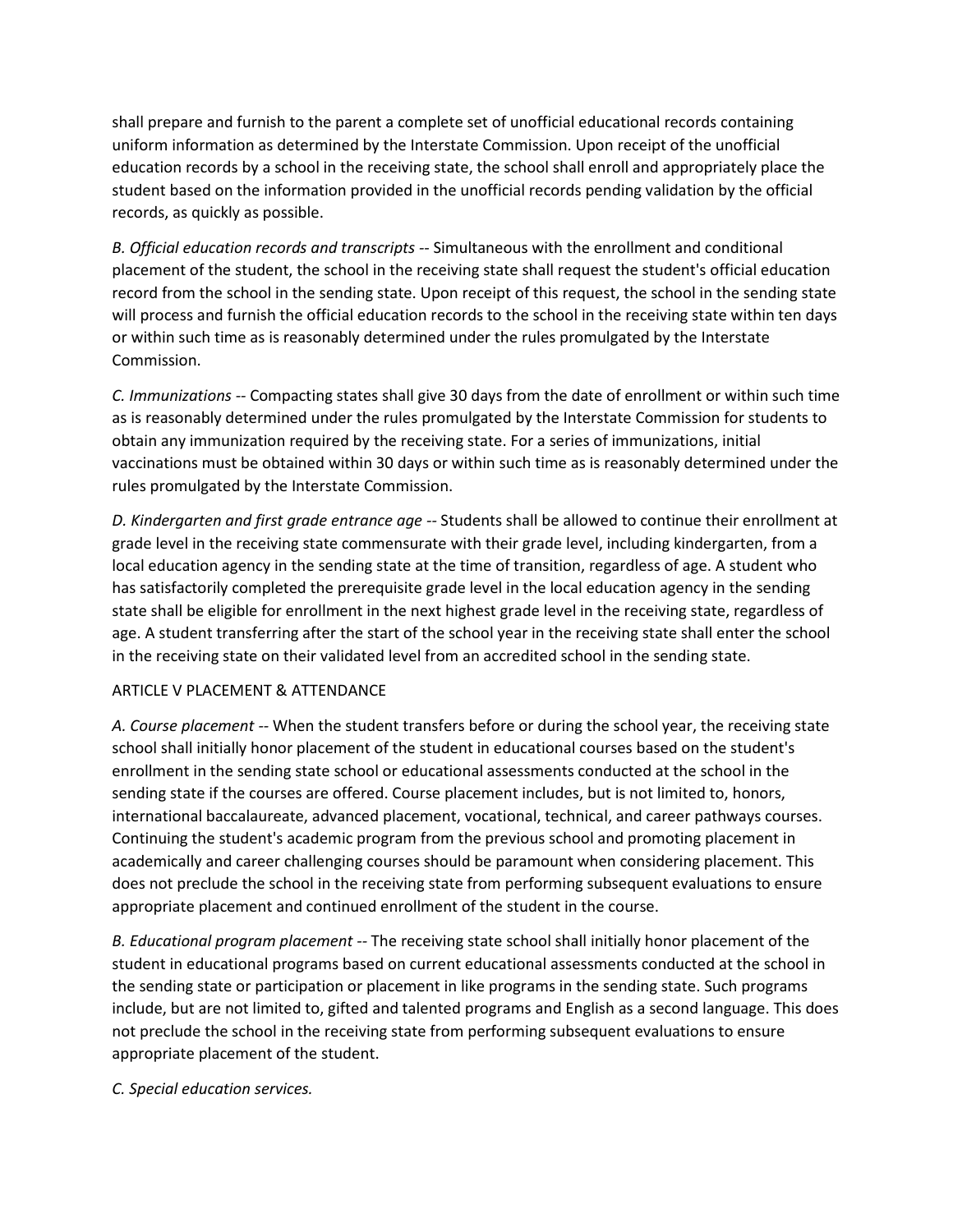shall prepare and furnish to the parent a complete set of unofficial educational records containing uniform information as determined by the Interstate Commission. Upon receipt of the unofficial education records by a school in the receiving state, the school shall enroll and appropriately place the student based on the information provided in the unofficial records pending validation by the official records, as quickly as possible.

*B. Official education records and transcripts* -- Simultaneous with the enrollment and conditional placement of the student, the school in the receiving state shall request the student's official education record from the school in the sending state. Upon receipt of this request, the school in the sending state will process and furnish the official education records to the school in the receiving state within ten days or within such time as is reasonably determined under the rules promulgated by the Interstate Commission.

*C. Immunizations* -- Compacting states shall give 30 days from the date of enrollment or within such time as is reasonably determined under the rules promulgated by the Interstate Commission for students to obtain any immunization required by the receiving state. For a series of immunizations, initial vaccinations must be obtained within 30 days or within such time as is reasonably determined under the rules promulgated by the Interstate Commission.

*D. Kindergarten and first grade entrance age* -- Students shall be allowed to continue their enrollment at grade level in the receiving state commensurate with their grade level, including kindergarten, from a local education agency in the sending state at the time of transition, regardless of age. A student who has satisfactorily completed the prerequisite grade level in the local education agency in the sending state shall be eligible for enrollment in the next highest grade level in the receiving state, regardless of age. A student transferring after the start of the school year in the receiving state shall enter the school in the receiving state on their validated level from an accredited school in the sending state.

ARTICLE V PLACEMENT & ATTENDANCE

*A. Course placement* -- When the student transfers before or during the school year, the receiving state school shall initially honor placement of the student in educational courses based on the student's enrollment in the sending state school or educational assessments conducted at the school in the sending state if the courses are offered. Course placement includes, but is not limited to, honors, international baccalaureate, advanced placement, vocational, technical, and career pathways courses. Continuing the student's academic program from the previous school and promoting placement in academically and career challenging courses should be paramount when considering placement. This does not preclude the school in the receiving state from performing subsequent evaluations to ensure appropriate placement and continued enrollment of the student in the course.

*B. Educational program placement* -- The receiving state school shall initially honor placement of the student in educational programs based on current educational assessments conducted at the school in the sending state or participation or placement in like programs in the sending state. Such programs include, but are not limited to, gifted and talented programs and English as a second language. This does not preclude the school in the receiving state from performing subsequent evaluations to ensure appropriate placement of the student.

*C. Special education services.*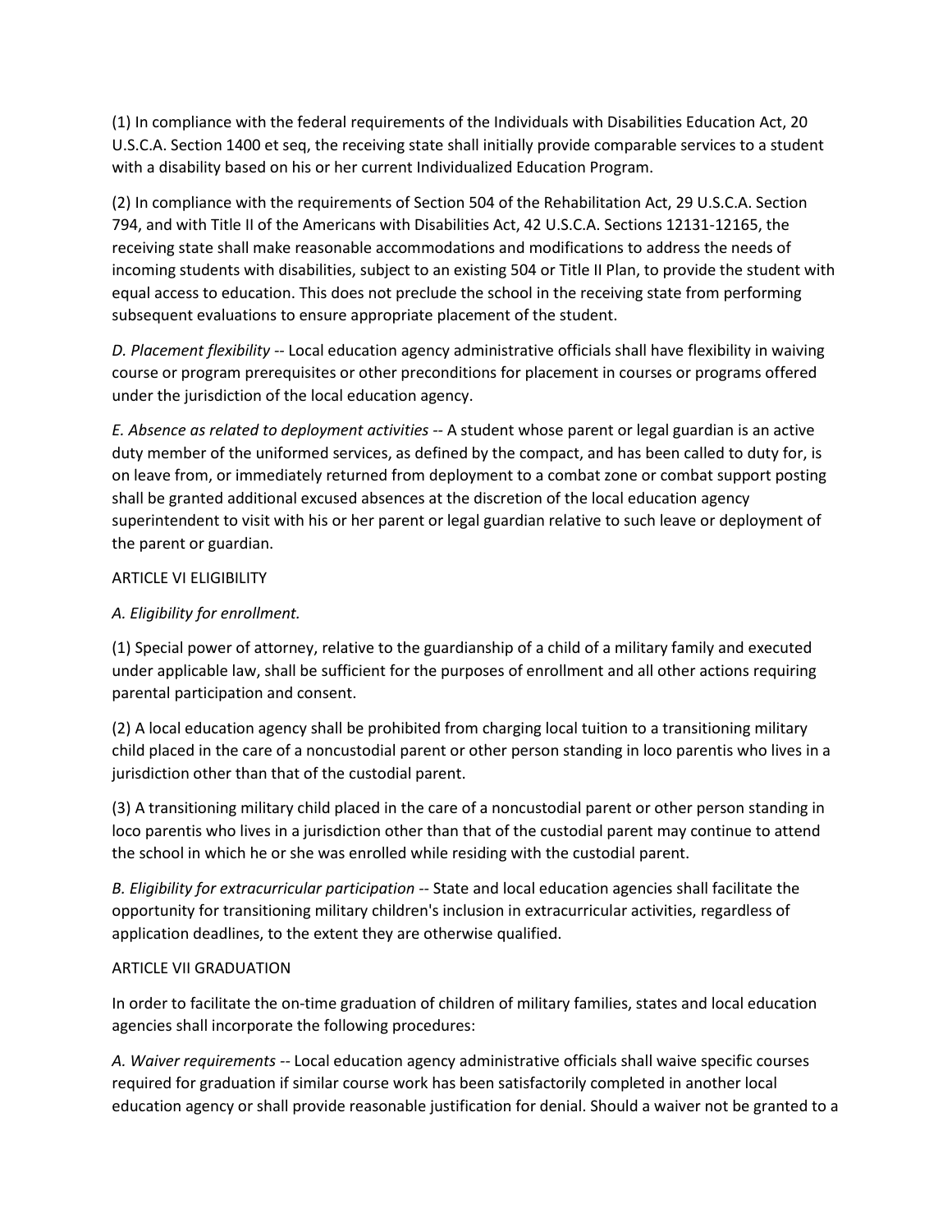(1) In compliance with the federal requirements of the Individuals with Disabilities Education Act, 20 U.S.C.A. Section 1400 et seq, the receiving state shall initially provide comparable services to a student with a disability based on his or her current Individualized Education Program.

(2) In compliance with the requirements of Section 504 of the Rehabilitation Act, 29 U.S.C.A. Section 794, and with Title II of the Americans with Disabilities Act, 42 U.S.C.A. Sections 12131-12165, the receiving state shall make reasonable accommodations and modifications to address the needs of incoming students with disabilities, subject to an existing 504 or Title II Plan, to provide the student with equal access to education. This does not preclude the school in the receiving state from performing subsequent evaluations to ensure appropriate placement of the student.

*D. Placement flexibility* -- Local education agency administrative officials shall have flexibility in waiving course or program prerequisites or other preconditions for placement in courses or programs offered under the jurisdiction of the local education agency.

*E. Absence as related to deployment activities* -- A student whose parent or legal guardian is an active duty member of the uniformed services, as defined by the compact, and has been called to duty for, is on leave from, or immediately returned from deployment to a combat zone or combat support posting shall be granted additional excused absences at the discretion of the local education agency superintendent to visit with his or her parent or legal guardian relative to such leave or deployment of the parent or guardian.

ARTICLE VI ELIGIBILITY

*A. Eligibility for enrollment.*

(1) Special power of attorney, relative to the guardianship of a child of a military family and executed under applicable law, shall be sufficient for the purposes of enrollment and all other actions requiring parental participation and consent.

(2) A local education agency shall be prohibited from charging local tuition to a transitioning military child placed in the care of a noncustodial parent or other person standing in loco parentis who lives in a jurisdiction other than that of the custodial parent.

(3) A transitioning military child placed in the care of a noncustodial parent or other person standing in loco parentis who lives in a jurisdiction other than that of the custodial parent may continue to attend the school in which he or she was enrolled while residing with the custodial parent.

*B. Eligibility for extracurricular participation* -- State and local education agencies shall facilitate the opportunity for transitioning military children's inclusion in extracurricular activities, regardless of application deadlines, to the extent they are otherwise qualified.

ARTICLE VII GRADUATION

In order to facilitate the on-time graduation of children of military families, states and local education agencies shall incorporate the following procedures:

*A. Waiver requirements* -- Local education agency administrative officials shall waive specific courses required for graduation if similar course work has been satisfactorily completed in another local education agency or shall provide reasonable justification for denial. Should a waiver not be granted to a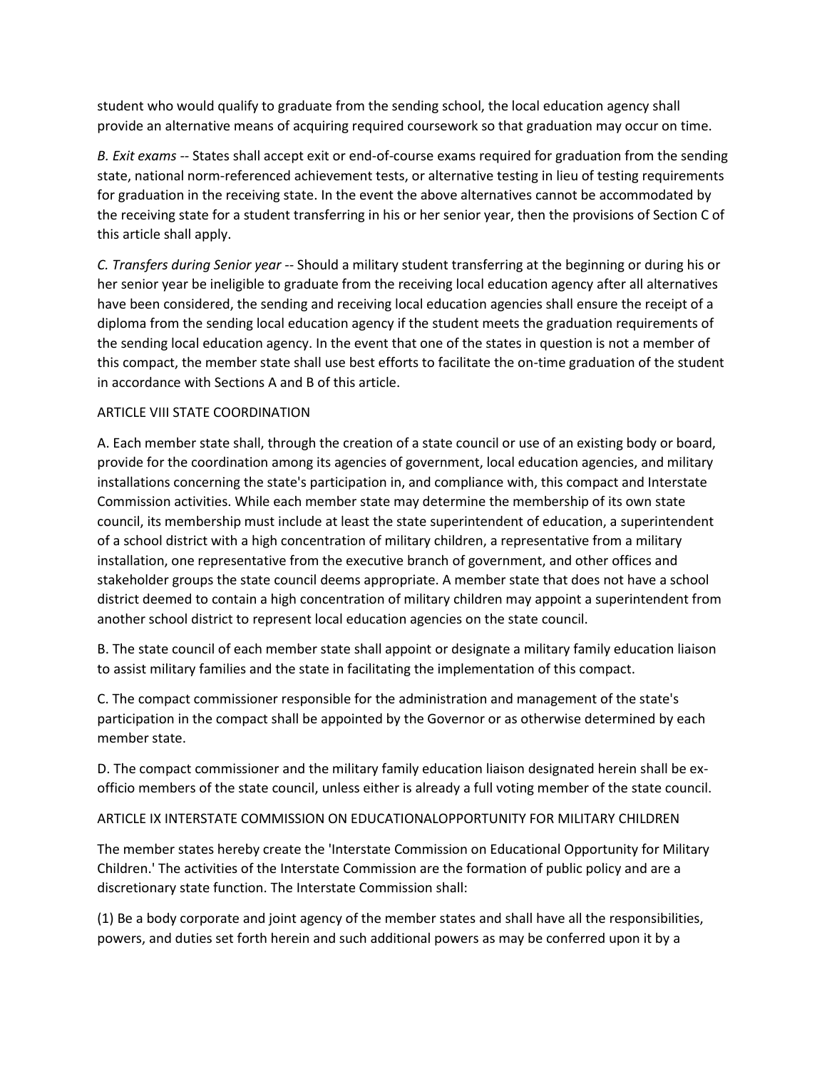student who would qualify to graduate from the sending school, the local education agency shall provide an alternative means of acquiring required coursework so that graduation may occur on time.

*B. Exit exams* -- States shall accept exit or end-of-course exams required for graduation from the sending state, national norm-referenced achievement tests, or alternative testing in lieu of testing requirements for graduation in the receiving state. In the event the above alternatives cannot be accommodated by the receiving state for a student transferring in his or her senior year, then the provisions of Section C of this article shall apply.

*C. Transfers during Senior year* -- Should a military student transferring at the beginning or during his or her senior year be ineligible to graduate from the receiving local education agency after all alternatives have been considered, the sending and receiving local education agencies shall ensure the receipt of a diploma from the sending local education agency if the student meets the graduation requirements of the sending local education agency. In the event that one of the states in question is not a member of this compact, the member state shall use best efforts to facilitate the on-time graduation of the student in accordance with Sections A and B of this article.

ARTICLE VIII STATE COORDINATION

A. Each member state shall, through the creation of a state council or use of an existing body or board, provide for the coordination among its agencies of government, local education agencies, and military installations concerning the state's participation in, and compliance with, this compact and Interstate Commission activities. While each member state may determine the membership of its own state council, its membership must include at least the state superintendent of education, a superintendent of a school district with a high concentration of military children, a representative from a military installation, one representative from the executive branch of government, and other offices and stakeholder groups the state council deems appropriate. A member state that does not have a school district deemed to contain a high concentration of military children may appoint a superintendent from another school district to represent local education agencies on the state council.

B. The state council of each member state shall appoint or designate a military family education liaison to assist military families and the state in facilitating the implementation of this compact.

C. The compact commissioner responsible for the administration and management of the state's participation in the compact shall be appointed by the Governor or as otherwise determined by each member state.

D. The compact commissioner and the military family education liaison designated herein shall be ex-officio members of the state council, unless either is already a full voting member of the state council.

ARTICLE IX INTERSTATE COMMISSION ON EDUCATIONALOPPORTUNITY FOR MILITARY CHILDREN

The member states hereby create the 'Interstate Commission on Educational Opportunity for Military Children.' The activities of the Interstate Commission are the formation of public policy and are a discretionary state function. The Interstate Commission shall:

(1) Be a body corporate and joint agency of the member states and shall have all the responsibilities, powers, and duties set forth herein and such additional powers as may be conferred upon it by a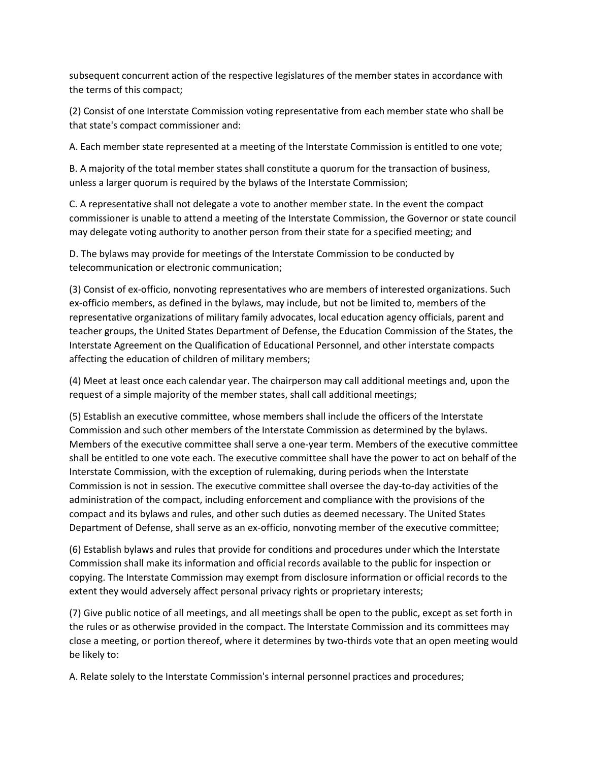subsequent concurrent action of the respective legislatures of the member states in accordance with the terms of this compact;

(2) Consist of one Interstate Commission voting representative from each member state who shall be that state's compact commissioner and:

A. Each member state represented at a meeting of the Interstate Commission is entitled to one vote;

B. A majority of the total member states shall constitute a quorum for the transaction of business, unless a larger quorum is required by the bylaws of the Interstate Commission;

C. A representative shall not delegate a vote to another member state. In the event the compact commissioner is unable to attend a meeting of the Interstate Commission, the Governor or state council may delegate voting authority to another person from their state for a specified meeting; and

D. The bylaws may provide for meetings of the Interstate Commission to be conducted by telecommunication or electronic communication;

(3) Consist of ex-officio, nonvoting representatives who are members of interested organizations. Such ex-officio members, as defined in the bylaws, may include, but not be limited to, members of the representative organizations of military family advocates, local education agency officials, parent and teacher groups, the United States Department of Defense, the Education Commission of the States, the Interstate Agreement on the Qualification of Educational Personnel, and other interstate compacts affecting the education of children of military members;

(4) Meet at least once each calendar year. The chairperson may call additional meetings and, upon the request of a simple majority of the member states, shall call additional meetings;

(5) Establish an executive committee, whose members shall include the officers of the Interstate Commission and such other members of the Interstate Commission as determined by the bylaws. Members of the executive committee shall serve a one-year term. Members of the executive committee shall be entitled to one vote each. The executive committee shall have the power to act on behalf of the Interstate Commission, with the exception of rulemaking, during periods when the Interstate Commission is not in session. The executive committee shall oversee the day-to-day activities of the administration of the compact, including enforcement and compliance with the provisions of the compact and its bylaws and rules, and other such duties as deemed necessary. The United States Department of Defense, shall serve as an ex-officio, nonvoting member of the executive committee;

(6) Establish bylaws and rules that provide for conditions and procedures under which the Interstate Commission shall make its information and official records available to the public for inspection or copying. The Interstate Commission may exempt from disclosure information or official records to the extent they would adversely affect personal privacy rights or proprietary interests;

(7) Give public notice of all meetings, and all meetings shall be open to the public, except as set forth in the rules or as otherwise provided in the compact. The Interstate Commission and its committees may close a meeting, or portion thereof, where it determines by two-thirds vote that an open meeting would be likely to:

A. Relate solely to the Interstate Commission's internal personnel practices and procedures;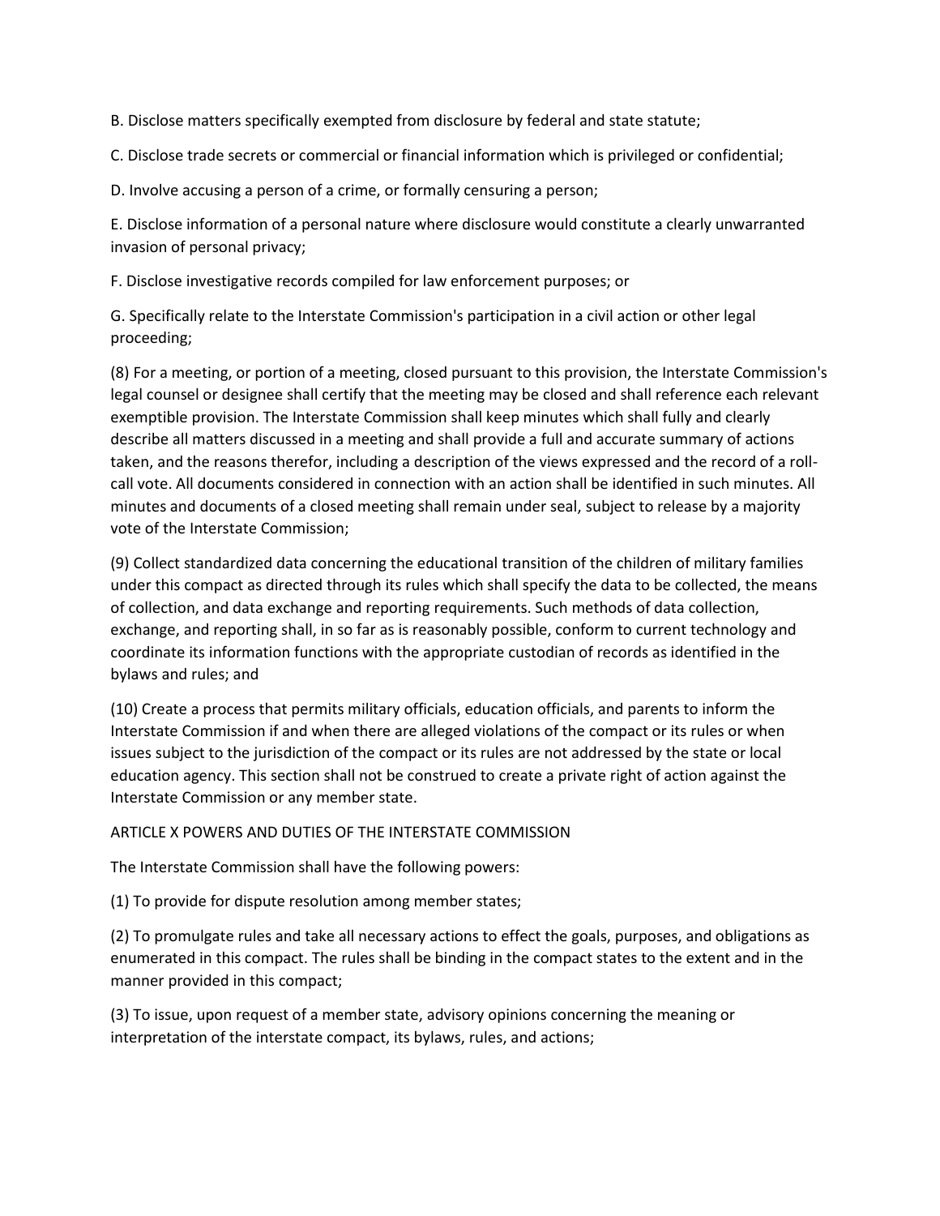B. Disclose matters specifically exempted from disclosure by federal and state statute;

C. Disclose trade secrets or commercial or financial information which is privileged or confidential;

D. Involve accusing a person of a crime, or formally censuring a person;

E. Disclose information of a personal nature where disclosure would constitute a clearly unwarranted invasion of personal privacy;

F. Disclose investigative records compiled for law enforcement purposes; or

G. Specifically relate to the Interstate Commission's participation in a civil action or other legal proceeding;

(8) For a meeting, or portion of a meeting, closed pursuant to this provision, the Interstate Commission's legal counsel or designee shall certify that the meeting may be closed and shall reference each relevant exemptible provision. The Interstate Commission shall keep minutes which shall fully and clearly describe all matters discussed in a meeting and shall provide a full and accurate summary of actions taken, and the reasons therefor, including a description of the views expressed and the record of a roll-call vote. All documents considered in connection with an action shall be identified in such minutes. All minutes and documents of a closed meeting shall remain under seal, subject to release by a majority vote of the Interstate Commission;

(9) Collect standardized data concerning the educational transition of the children of military families under this compact as directed through its rules which shall specify the data to be collected, the means of collection, and data exchange and reporting requirements. Such methods of data collection, exchange, and reporting shall, in so far as is reasonably possible, conform to current technology and coordinate its information functions with the appropriate custodian of records as identified in the bylaws and rules; and

(10) Create a process that permits military officials, education officials, and parents to inform the Interstate Commission if and when there are alleged violations of the compact or its rules or when issues subject to the jurisdiction of the compact or its rules are not addressed by the state or local education agency. This section shall not be construed to create a private right of action against the Interstate Commission or any member state.

ARTICLE X POWERS AND DUTIES OF THE INTERSTATE COMMISSION

The Interstate Commission shall have the following powers:

(1) To provide for dispute resolution among member states;

(2) To promulgate rules and take all necessary actions to effect the goals, purposes, and obligations as enumerated in this compact. The rules shall be binding in the compact states to the extent and in the manner provided in this compact;

(3) To issue, upon request of a member state, advisory opinions concerning the meaning or interpretation of the interstate compact, its bylaws, rules, and actions;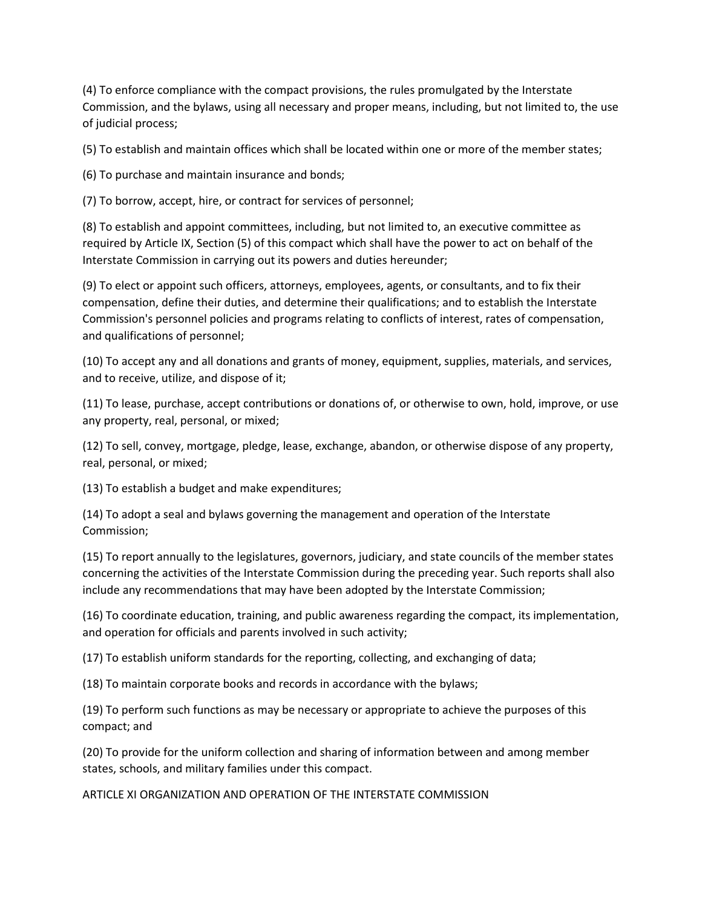(4) To enforce compliance with the compact provisions, the rules promulgated by the Interstate Commission, and the bylaws, using all necessary and proper means, including, but not limited to, the use of judicial process;

(5) To establish and maintain offices which shall be located within one or more of the member states;

(6) To purchase and maintain insurance and bonds;

(7) To borrow, accept, hire, or contract for services of personnel;

(8) To establish and appoint committees, including, but not limited to, an executive committee as required by Article IX, Section (5) of this compact which shall have the power to act on behalf of the Interstate Commission in carrying out its powers and duties hereunder;

(9) To elect or appoint such officers, attorneys, employees, agents, or consultants, and to fix their compensation, define their duties, and determine their qualifications; and to establish the Interstate Commission's personnel policies and programs relating to conflicts of interest, rates of compensation, and qualifications of personnel;

(10) To accept any and all donations and grants of money, equipment, supplies, materials, and services, and to receive, utilize, and dispose of it;

(11) To lease, purchase, accept contributions or donations of, or otherwise to own, hold, improve, or use any property, real, personal, or mixed;

(12) To sell, convey, mortgage, pledge, lease, exchange, abandon, or otherwise dispose of any property, real, personal, or mixed;

(13) To establish a budget and make expenditures;

(14) To adopt a seal and bylaws governing the management and operation of the Interstate Commission;

(15) To report annually to the legislatures, governors, judiciary, and state councils of the member states concerning the activities of the Interstate Commission during the preceding year. Such reports shall also include any recommendations that may have been adopted by the Interstate Commission;

(16) To coordinate education, training, and public awareness regarding the compact, its implementation, and operation for officials and parents involved in such activity;

(17) To establish uniform standards for the reporting, collecting, and exchanging of data;

(18) To maintain corporate books and records in accordance with the bylaws;

(19) To perform such functions as may be necessary or appropriate to achieve the purposes of this compact; and

(20) To provide for the uniform collection and sharing of information between and among member states, schools, and military families under this compact.

ARTICLE XI ORGANIZATION AND OPERATION OF THE INTERSTATE COMMISSION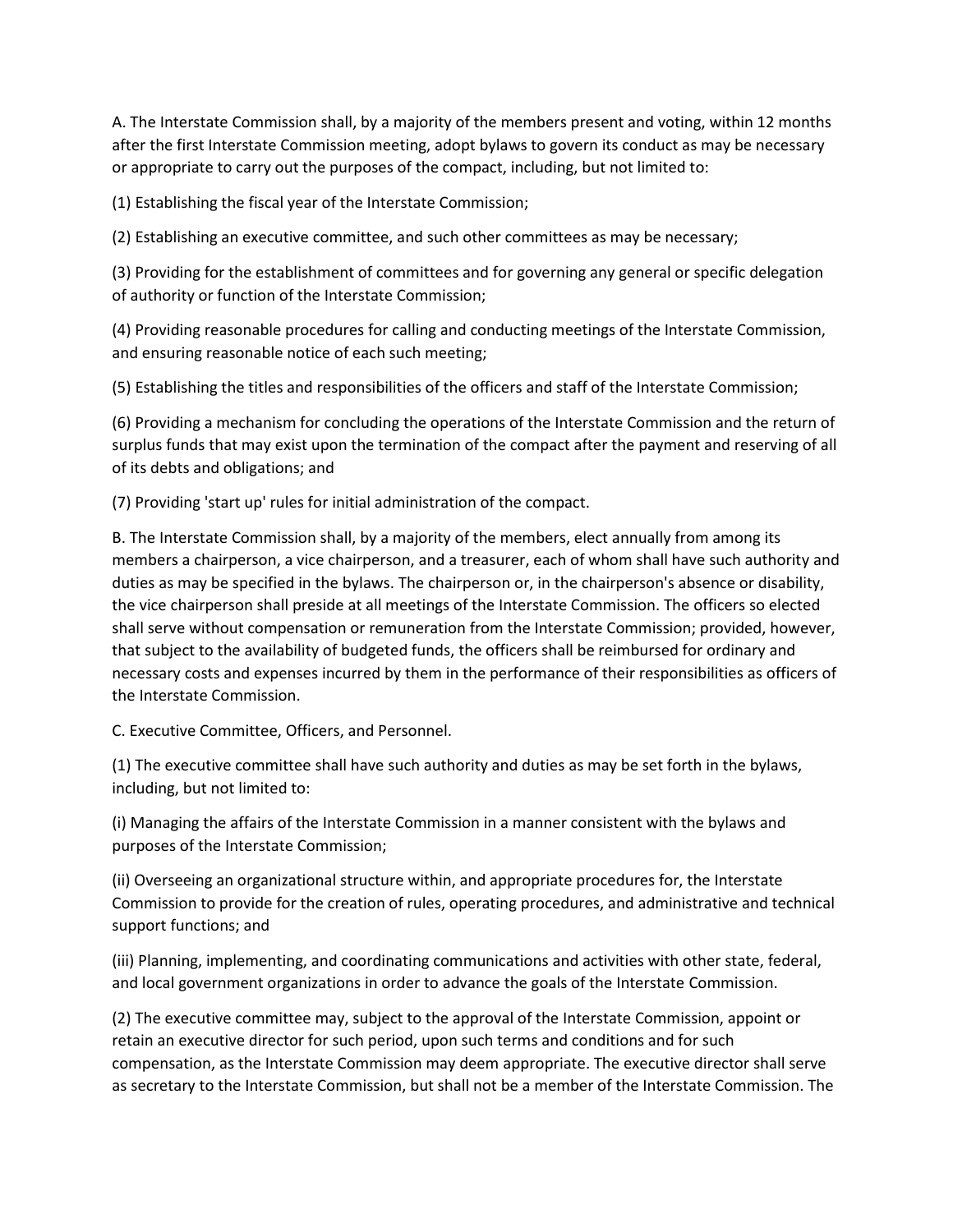A. The Interstate Commission shall, by a majority of the members present and voting, within 12 months after the first Interstate Commission meeting, adopt bylaws to govern its conduct as may be necessary or appropriate to carry out the purposes of the compact, including, but not limited to:

(1) Establishing the fiscal year of the Interstate Commission;

(2) Establishing an executive committee, and such other committees as may be necessary;

(3) Providing for the establishment of committees and for governing any general or specific delegation of authority or function of the Interstate Commission;

(4) Providing reasonable procedures for calling and conducting meetings of the Interstate Commission, and ensuring reasonable notice of each such meeting;

(5) Establishing the titles and responsibilities of the officers and staff of the Interstate Commission;

(6) Providing a mechanism for concluding the operations of the Interstate Commission and the return of surplus funds that may exist upon the termination of the compact after the payment and reserving of all of its debts and obligations; and

(7) Providing 'start up' rules for initial administration of the compact.

B. The Interstate Commission shall, by a majority of the members, elect annually from among its members a chairperson, a vice chairperson, and a treasurer, each of whom shall have such authority and duties as may be specified in the bylaws. The chairperson or, in the chairperson's absence or disability, the vice chairperson shall preside at all meetings of the Interstate Commission. The officers so elected shall serve without compensation or remuneration from the Interstate Commission; provided, however, that subject to the availability of budgeted funds, the officers shall be reimbursed for ordinary and necessary costs and expenses incurred by them in the performance of their responsibilities as officers of the Interstate Commission.

C. Executive Committee, Officers, and Personnel.

(1) The executive committee shall have such authority and duties as may be set forth in the bylaws, including, but not limited to:

(i) Managing the affairs of the Interstate Commission in a manner consistent with the bylaws and purposes of the Interstate Commission;

(ii) Overseeing an organizational structure within, and appropriate procedures for, the Interstate Commission to provide for the creation of rules, operating procedures, and administrative and technical support functions; and

(iii) Planning, implementing, and coordinating communications and activities with other state, federal, and local government organizations in order to advance the goals of the Interstate Commission.

(2) The executive committee may, subject to the approval of the Interstate Commission, appoint or retain an executive director for such period, upon such terms and conditions and for such compensation, as the Interstate Commission may deem appropriate. The executive director shall serve as secretary to the Interstate Commission, but shall not be a member of the Interstate Commission. The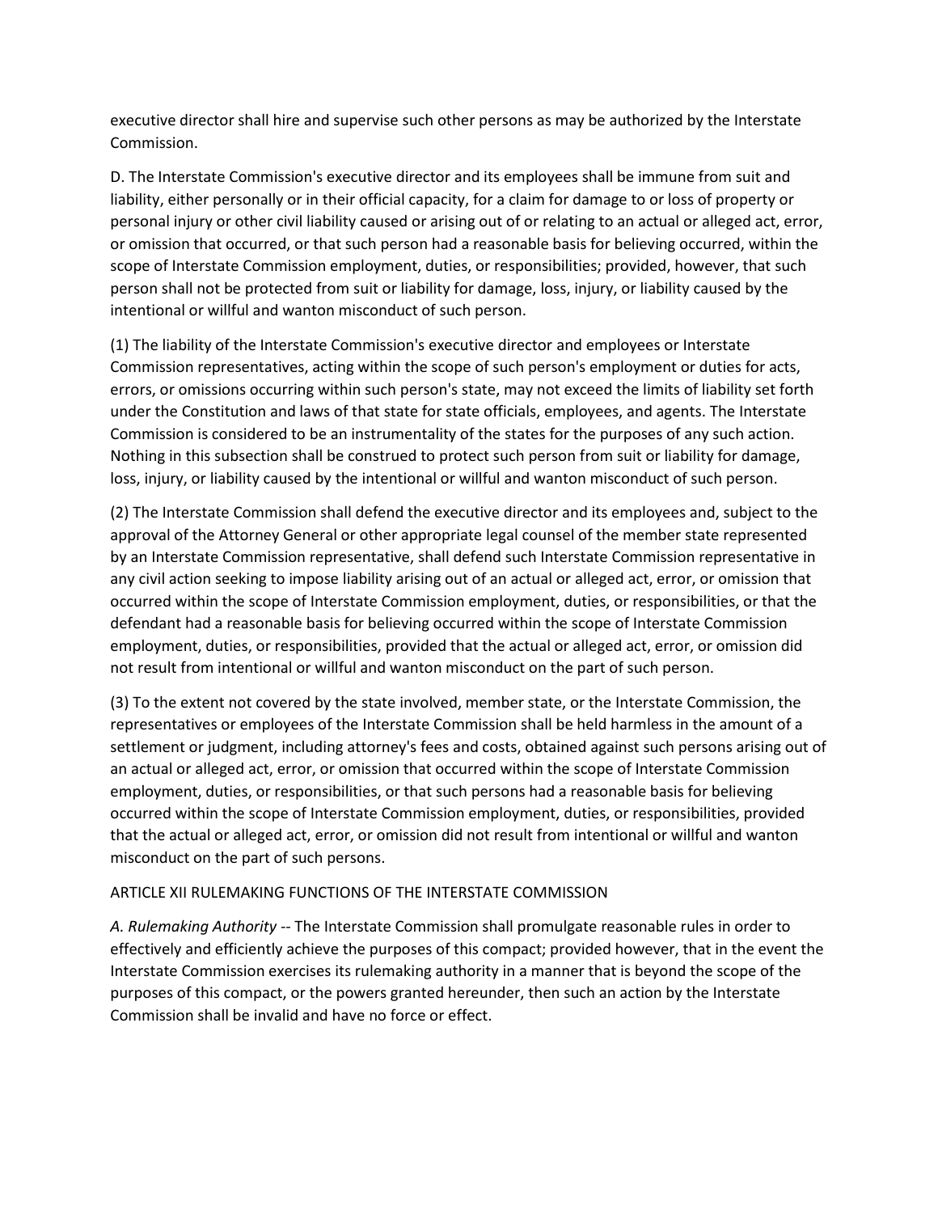executive director shall hire and supervise such other persons as may be authorized by the Interstate Commission.

D. The Interstate Commission's executive director and its employees shall be immune from suit and liability, either personally or in their official capacity, for a claim for damage to or loss of property or personal injury or other civil liability caused or arising out of or relating to an actual or alleged act, error, or omission that occurred, or that such person had a reasonable basis for believing occurred, within the scope of Interstate Commission employment, duties, or responsibilities; provided, however, that such person shall not be protected from suit or liability for damage, loss, injury, or liability caused by the intentional or willful and wanton misconduct of such person.

(1) The liability of the Interstate Commission's executive director and employees or Interstate Commission representatives, acting within the scope of such person's employment or duties for acts, errors, or omissions occurring within such person's state, may not exceed the limits of liability set forth under the Constitution and laws of that state for state officials, employees, and agents. The Interstate Commission is considered to be an instrumentality of the states for the purposes of any such action. Nothing in this subsection shall be construed to protect such person from suit or liability for damage, loss, injury, or liability caused by the intentional or willful and wanton misconduct of such person.

(2) The Interstate Commission shall defend the executive director and its employees and, subject to the approval of the Attorney General or other appropriate legal counsel of the member state represented by an Interstate Commission representative, shall defend such Interstate Commission representative in any civil action seeking to impose liability arising out of an actual or alleged act, error, or omission that occurred within the scope of Interstate Commission employment, duties, or responsibilities, or that the defendant had a reasonable basis for believing occurred within the scope of Interstate Commission employment, duties, or responsibilities, provided that the actual or alleged act, error, or omission did not result from intentional or willful and wanton misconduct on the part of such person.

(3) To the extent not covered by the state involved, member state, or the Interstate Commission, the representatives or employees of the Interstate Commission shall be held harmless in the amount of a settlement or judgment, including attorney's fees and costs, obtained against such persons arising out of an actual or alleged act, error, or omission that occurred within the scope of Interstate Commission employment, duties, or responsibilities, or that such persons had a reasonable basis for believing occurred within the scope of Interstate Commission employment, duties, or responsibilities, provided that the actual or alleged act, error, or omission did not result from intentional or willful and wanton misconduct on the part of such persons.

ARTICLE XII RULEMAKING FUNCTIONS OF THE INTERSTATE COMMISSION

*A. Rulemaking Authority* -- The Interstate Commission shall promulgate reasonable rules in order to effectively and efficiently achieve the purposes of this compact; provided however, that in the event the Interstate Commission exercises its rulemaking authority in a manner that is beyond the scope of the purposes of this compact, or the powers granted hereunder, then such an action by the Interstate Commission shall be invalid and have no force or effect.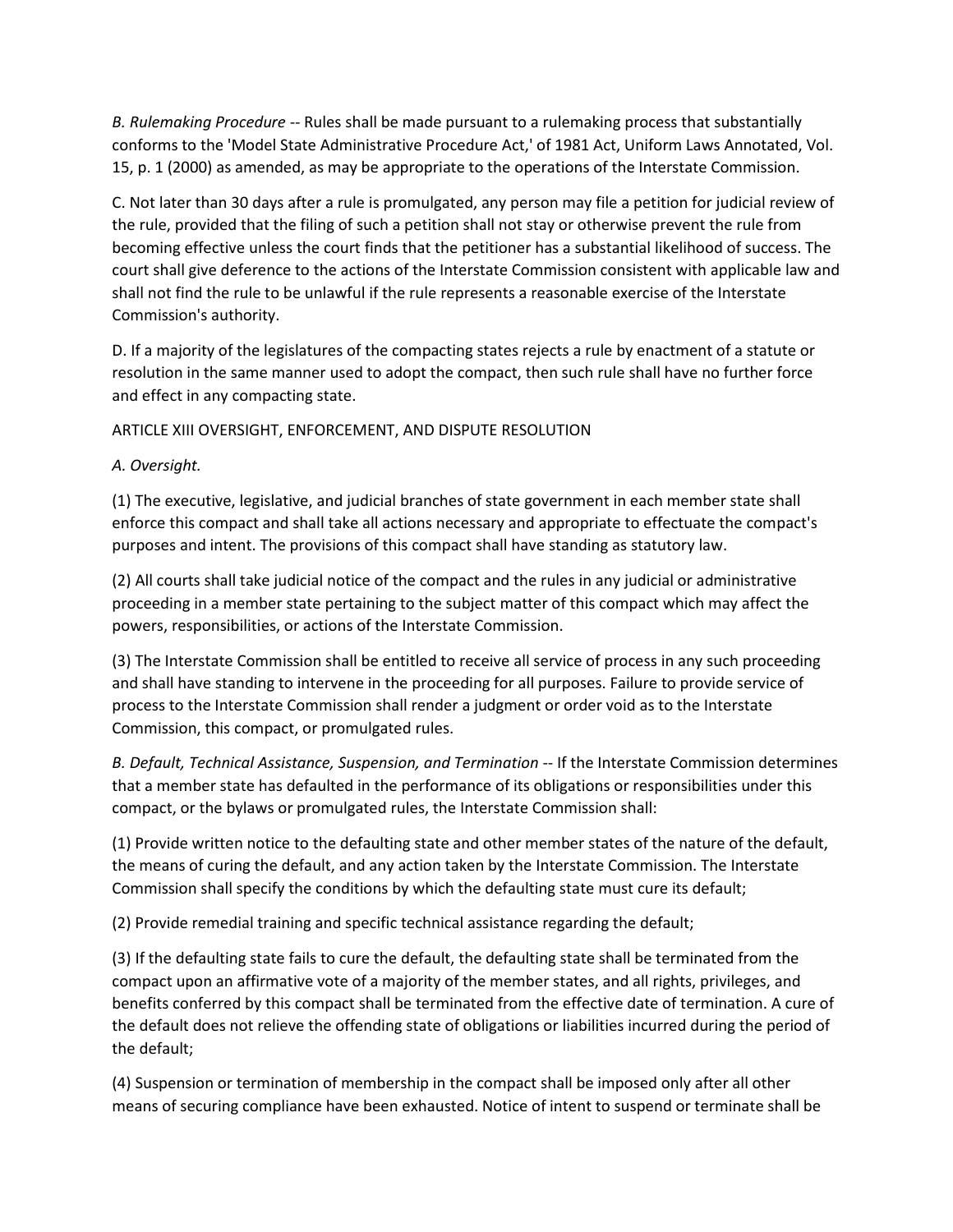*B. Rulemaking Procedure* -- Rules shall be made pursuant to a rulemaking process that substantially conforms to the 'Model State Administrative Procedure Act,' of 1981 Act, Uniform Laws Annotated, Vol. 15, p. 1 (2000) as amended, as may be appropriate to the operations of the Interstate Commission.

C. Not later than 30 days after a rule is promulgated, any person may file a petition for judicial review of the rule, provided that the filing of such a petition shall not stay or otherwise prevent the rule from becoming effective unless the court finds that the petitioner has a substantial likelihood of success. The court shall give deference to the actions of the Interstate Commission consistent with applicable law and shall not find the rule to be unlawful if the rule represents a reasonable exercise of the Interstate Commission's authority.

D. If a majority of the legislatures of the compacting states rejects a rule by enactment of a statute or resolution in the same manner used to adopt the compact, then such rule shall have no further force and effect in any compacting state.

ARTICLE XIII OVERSIGHT, ENFORCEMENT, AND DISPUTE RESOLUTION

*A. Oversight.*

(1) The executive, legislative, and judicial branches of state government in each member state shall enforce this compact and shall take all actions necessary and appropriate to effectuate the compact's purposes and intent. The provisions of this compact shall have standing as statutory law.

(2) All courts shall take judicial notice of the compact and the rules in any judicial or administrative proceeding in a member state pertaining to the subject matter of this compact which may affect the powers, responsibilities, or actions of the Interstate Commission.

(3) The Interstate Commission shall be entitled to receive all service of process in any such proceeding and shall have standing to intervene in the proceeding for all purposes. Failure to provide service of process to the Interstate Commission shall render a judgment or order void as to the Interstate Commission, this compact, or promulgated rules.

*B. Default, Technical Assistance, Suspension, and Termination* -- If the Interstate Commission determines that a member state has defaulted in the performance of its obligations or responsibilities under this compact, or the bylaws or promulgated rules, the Interstate Commission shall:

(1) Provide written notice to the defaulting state and other member states of the nature of the default, the means of curing the default, and any action taken by the Interstate Commission. The Interstate Commission shall specify the conditions by which the defaulting state must cure its default;

(2) Provide remedial training and specific technical assistance regarding the default;

(3) If the defaulting state fails to cure the default, the defaulting state shall be terminated from the compact upon an affirmative vote of a majority of the member states, and all rights, privileges, and benefits conferred by this compact shall be terminated from the effective date of termination. A cure of the default does not relieve the offending state of obligations or liabilities incurred during the period of the default;

(4) Suspension or termination of membership in the compact shall be imposed only after all other means of securing compliance have been exhausted. Notice of intent to suspend or terminate shall be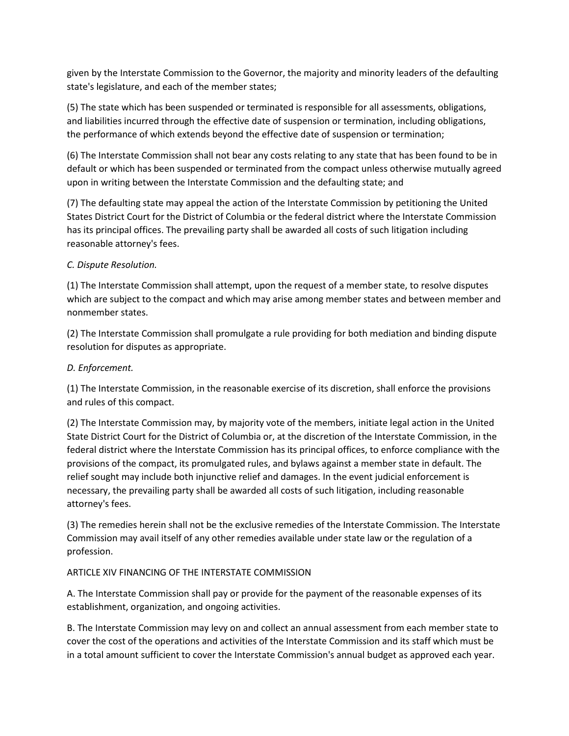given by the Interstate Commission to the Governor, the majority and minority leaders of the defaulting state's legislature, and each of the member states;

(5) The state which has been suspended or terminated is responsible for all assessments, obligations, and liabilities incurred through the effective date of suspension or termination, including obligations, the performance of which extends beyond the effective date of suspension or termination;

(6) The Interstate Commission shall not bear any costs relating to any state that has been found to be in default or which has been suspended or terminated from the compact unless otherwise mutually agreed upon in writing between the Interstate Commission and the defaulting state; and

(7) The defaulting state may appeal the action of the Interstate Commission by petitioning the United States District Court for the District of Columbia or the federal district where the Interstate Commission has its principal offices. The prevailing party shall be awarded all costs of such litigation including reasonable attorney's fees.

*C. Dispute Resolution.*

(1) The Interstate Commission shall attempt, upon the request of a member state, to resolve disputes which are subject to the compact and which may arise among member states and between member and nonmember states.

(2) The Interstate Commission shall promulgate a rule providing for both mediation and binding dispute resolution for disputes as appropriate.

*D. Enforcement.*

(1) The Interstate Commission, in the reasonable exercise of its discretion, shall enforce the provisions and rules of this compact.

(2) The Interstate Commission may, by majority vote of the members, initiate legal action in the United State District Court for the District of Columbia or, at the discretion of the Interstate Commission, in the federal district where the Interstate Commission has its principal offices, to enforce compliance with the provisions of the compact, its promulgated rules, and bylaws against a member state in default. The relief sought may include both injunctive relief and damages. In the event judicial enforcement is necessary, the prevailing party shall be awarded all costs of such litigation, including reasonable attorney's fees.

(3) The remedies herein shall not be the exclusive remedies of the Interstate Commission. The Interstate Commission may avail itself of any other remedies available under state law or the regulation of a profession.

ARTICLE XIV FINANCING OF THE INTERSTATE COMMISSION

A. The Interstate Commission shall pay or provide for the payment of the reasonable expenses of its establishment, organization, and ongoing activities.

B. The Interstate Commission may levy on and collect an annual assessment from each member state to cover the cost of the operations and activities of the Interstate Commission and its staff which must be in a total amount sufficient to cover the Interstate Commission's annual budget as approved each year.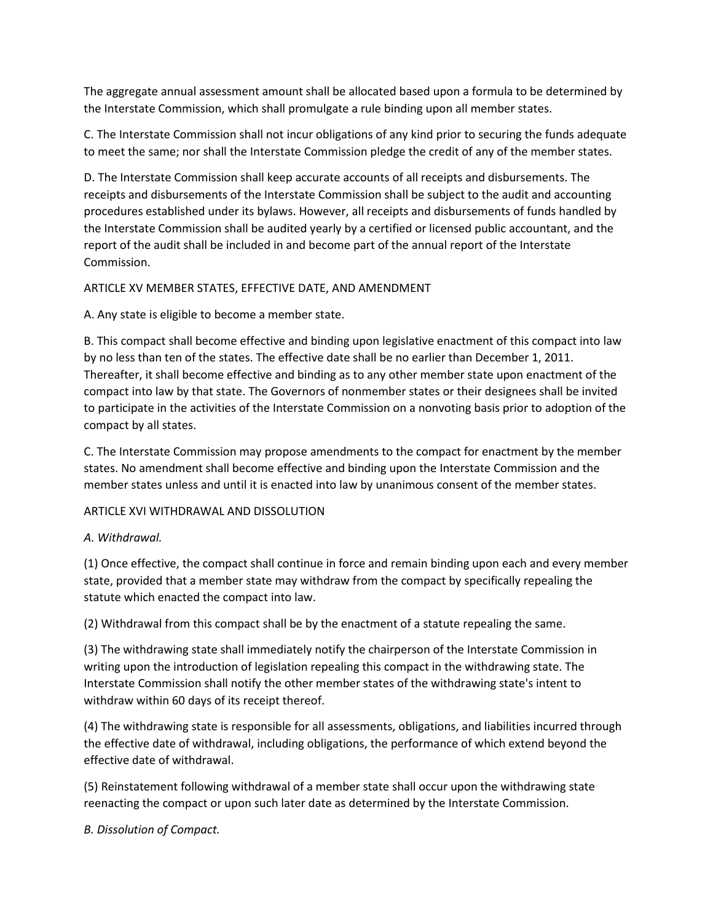The aggregate annual assessment amount shall be allocated based upon a formula to be determined by the Interstate Commission, which shall promulgate a rule binding upon all member states.

C. The Interstate Commission shall not incur obligations of any kind prior to securing the funds adequate to meet the same; nor shall the Interstate Commission pledge the credit of any of the member states.

D. The Interstate Commission shall keep accurate accounts of all receipts and disbursements. The receipts and disbursements of the Interstate Commission shall be subject to the audit and accounting procedures established under its bylaws. However, all receipts and disbursements of funds handled by the Interstate Commission shall be audited yearly by a certified or licensed public accountant, and the report of the audit shall be included in and become part of the annual report of the Interstate Commission.

ARTICLE XV MEMBER STATES, EFFECTIVE DATE, AND AMENDMENT

A. Any state is eligible to become a member state.

B. This compact shall become effective and binding upon legislative enactment of this compact into law by no less than ten of the states. The effective date shall be no earlier than December 1, 2011. Thereafter, it shall become effective and binding as to any other member state upon enactment of the compact into law by that state. The Governors of nonmember states or their designees shall be invited to participate in the activities of the Interstate Commission on a nonvoting basis prior to adoption of the compact by all states.

C. The Interstate Commission may propose amendments to the compact for enactment by the member states. No amendment shall become effective and binding upon the Interstate Commission and the member states unless and until it is enacted into law by unanimous consent of the member states.

ARTICLE XVI WITHDRAWAL AND DISSOLUTION

*A. Withdrawal.*

(1) Once effective, the compact shall continue in force and remain binding upon each and every member state, provided that a member state may withdraw from the compact by specifically repealing the statute which enacted the compact into law.

(2) Withdrawal from this compact shall be by the enactment of a statute repealing the same.

(3) The withdrawing state shall immediately notify the chairperson of the Interstate Commission in writing upon the introduction of legislation repealing this compact in the withdrawing state. The Interstate Commission shall notify the other member states of the withdrawing state's intent to withdraw within 60 days of its receipt thereof.

(4) The withdrawing state is responsible for all assessments, obligations, and liabilities incurred through the effective date of withdrawal, including obligations, the performance of which extend beyond the effective date of withdrawal.

(5) Reinstatement following withdrawal of a member state shall occur upon the withdrawing state reenacting the compact or upon such later date as determined by the Interstate Commission.

*B. Dissolution of Compact.*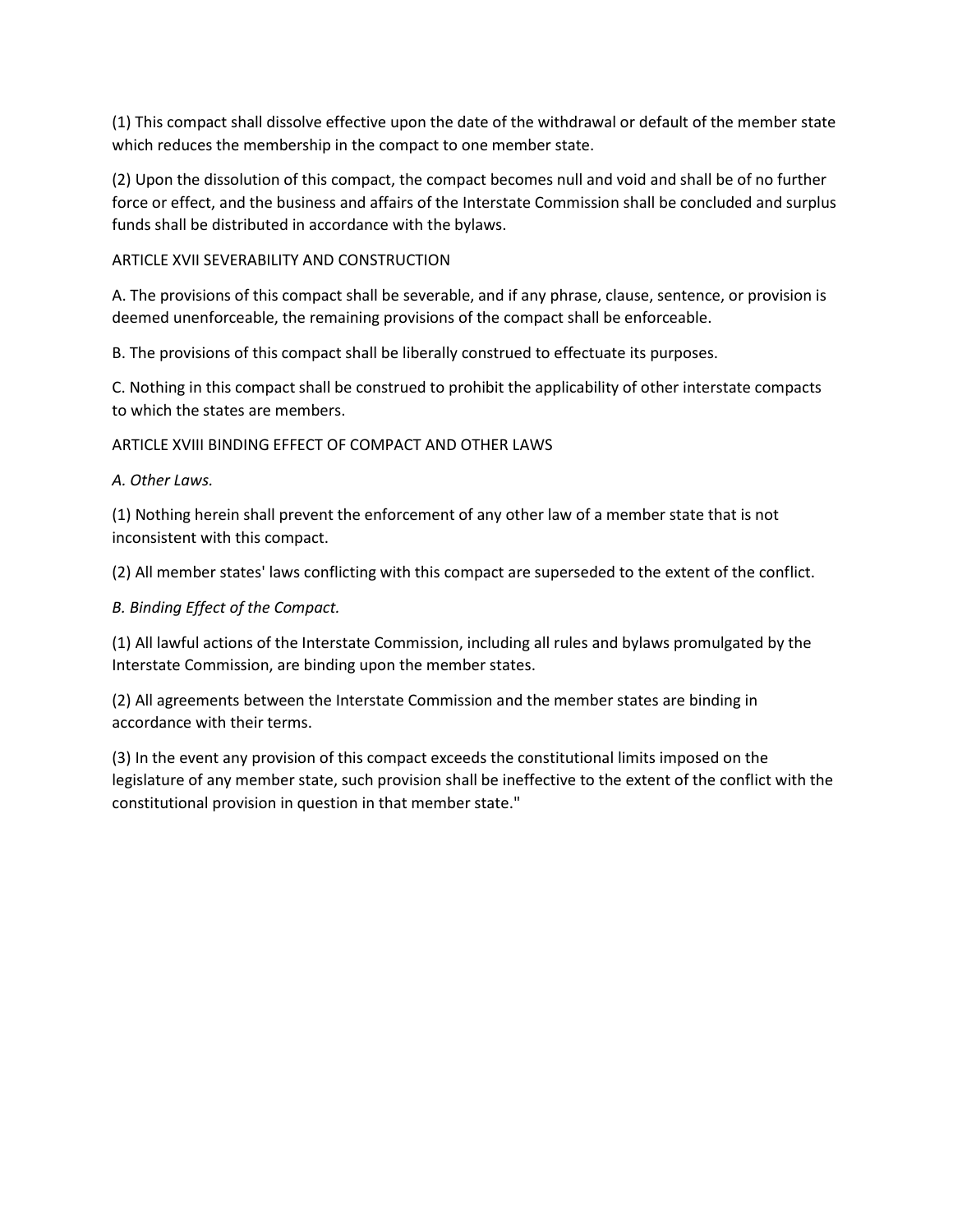(1) This compact shall dissolve effective upon the date of the withdrawal or default of the member state which reduces the membership in the compact to one member state.

(2) Upon the dissolution of this compact, the compact becomes null and void and shall be of no further force or effect, and the business and affairs of the Interstate Commission shall be concluded and surplus funds shall be distributed in accordance with the bylaws.

ARTICLE XVII SEVERABILITY AND CONSTRUCTION

A. The provisions of this compact shall be severable, and if any phrase, clause, sentence, or provision is deemed unenforceable, the remaining provisions of the compact shall be enforceable.

B. The provisions of this compact shall be liberally construed to effectuate its purposes.

C. Nothing in this compact shall be construed to prohibit the applicability of other interstate compacts to which the states are members.

ARTICLE XVIII BINDING EFFECT OF COMPACT AND OTHER LAWS

*A. Other Laws.*

(1) Nothing herein shall prevent the enforcement of any other law of a member state that is not inconsistent with this compact.

(2) All member states' laws conflicting with this compact are superseded to the extent of the conflict.

*B. Binding Effect of the Compact.*

(1) All lawful actions of the Interstate Commission, including all rules and bylaws promulgated by the Interstate Commission, are binding upon the member states.

(2) All agreements between the Interstate Commission and the member states are binding in accordance with their terms.

(3) In the event any provision of this compact exceeds the constitutional limits imposed on the legislature of any member state, such provision shall be ineffective to the extent of the conflict with the constitutional provision in question in that member state."